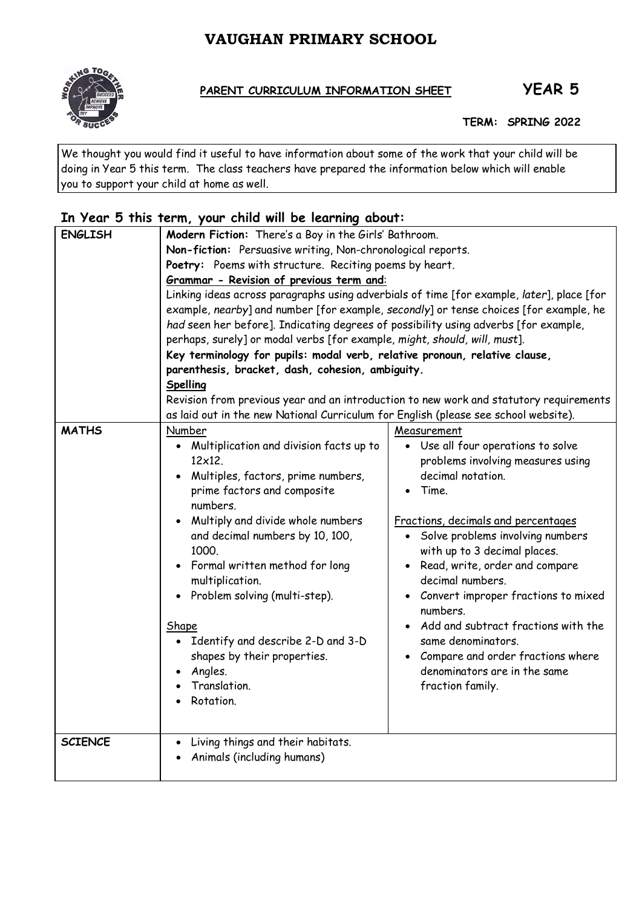# VAUGHAN PRIMARY SCHOOL

**PARENT CURRICULUM INFORMATION SHEET** **YEAR 5**

**TERM: SPRING 2022**

We thought you would find it useful to have information about some of the work that your child will be doing in Year 5 this term. The class teachers have prepared the information below which will enable you to support your child at home as well.

## In Year 5 this term, your child will be learning about:

| | | |
|---|---|---|
| **ENGLISH** | **Modern Fiction:** There's a Boy in the Girls' Bathroom.<br>**Non-fiction:** Persuasive writing, Non-chronological reports.<br>**Poetry:** Poems with structure. Reciting poems by heart.<br>**Grammar - Revision of previous term and**:<br>Linking ideas across paragraphs using adverbials of time [for example, *later*], place [for example, *nearby*] and number [for example, *secondly*] or tense choices [for example, he *had* seen her before]. Indicating degrees of possibility using adverbs [for example, perhaps, surely] or modal verbs [for example, *might, should, will, must*].<br>**Key terminology for pupils: modal verb, relative pronoun, relative clause, parenthesis, bracket, dash, cohesion, ambiguity.**<br>**Spelling**<br>Revision from previous year and an introduction to new work and statutory requirements as laid out in the new National Curriculum for English (please see school website). | |
| **MATHS** | Number<br>• Multiplication and division facts up to 12x12.<br>• Multiples, factors, prime numbers, prime factors and composite numbers.<br>• Multiply and divide whole numbers and decimal numbers by 10, 100, 1000.<br>• Formal written method for long multiplication.<br>• Problem solving (multi-step).<br><br>Shape<br>• Identify and describe 2-D and 3-D shapes by their properties.<br>• Angles.<br>• Translation.<br>• Rotation. | Measurement<br>• Use all four operations to solve problems involving measures using decimal notation.<br>• Time.<br><br>Fractions, decimals and percentages<br>• Solve problems involving numbers with up to 3 decimal places.<br>• Read, write, order and compare decimal numbers.<br>• Convert improper fractions to mixed numbers.<br>• Add and subtract fractions with the same denominators.<br>• Compare and order fractions where denominators are in the same fraction family. |
| **SCIENCE** | • Living things and their habitats.<br>• Animals (including humans) | |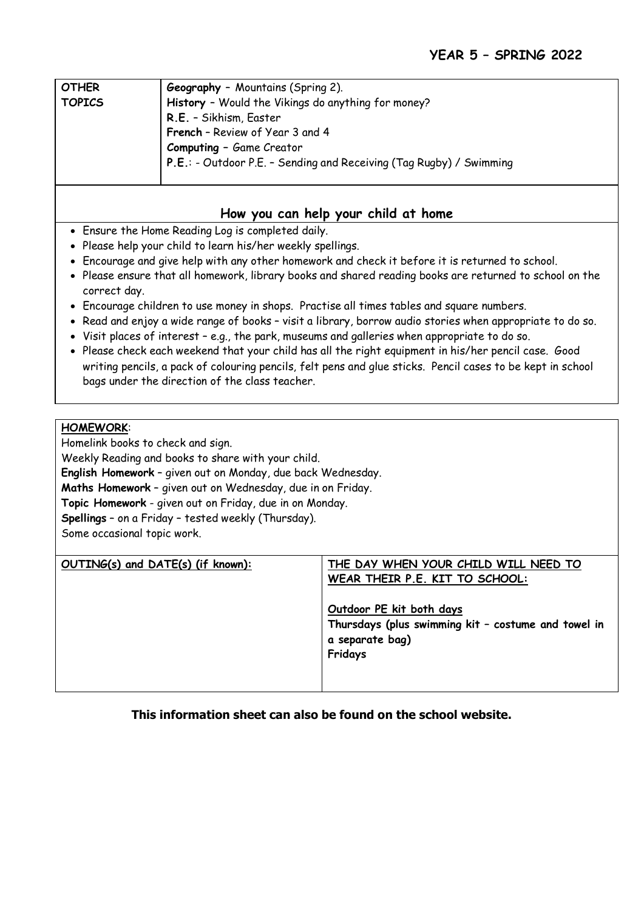## YEAR 5 – SPRING 2022

| | |
|---|---|
| **OTHER TOPICS** | **Geography** – Mountains (Spring 2).<br>**History** – Would the Vikings do anything for money?<br>**R.E.** – Sikhism, Easter<br>**French** – Review of Year 3 and 4<br>**Computing** – Game Creator<br>**P.E.**: - Outdoor P.E. – Sending and Receiving (Tag Rugby) / Swimming |

## How you can help your child at home

- Ensure the Home Reading Log is completed daily.
- Please help your child to learn his/her weekly spellings.
- Encourage and give help with any other homework and check it before it is returned to school.
- Please ensure that all homework, library books and shared reading books are returned to school on the correct day.
- Encourage children to use money in shops. Practise all times tables and square numbers.
- Read and enjoy a wide range of books – visit a library, borrow audio stories when appropriate to do so.
- Visit places of interest – e.g., the park, museums and galleries when appropriate to do so.
- Please check each weekend that your child has all the right equipment in his/her pencil case. Good writing pencils, a pack of colouring pencils, felt pens and glue sticks. Pencil cases to be kept in school bags under the direction of the class teacher.

**HOMEWORK**:

Homelink books to check and sign.

Weekly Reading and books to share with your child.

**English Homework** – given out on Monday, due back Wednesday.

**Maths Homework** – given out on Wednesday, due in on Friday.

**Topic Homework** - given out on Friday, due in on Monday.

**Spellings** – on a Friday – tested weekly (Thursday).

Some occasional topic work.

| OUTING(s) and DATE(s) (if known): | THE DAY WHEN YOUR CHILD WILL NEED TO WEAR THEIR P.E. KIT TO SCHOOL: |
|---|---|
| | **Outdoor PE kit both days**<br>**Thursdays (plus swimming kit – costume and towel in a separate bag)**<br>**Fridays** |

**This information sheet can also be found on the school website.**